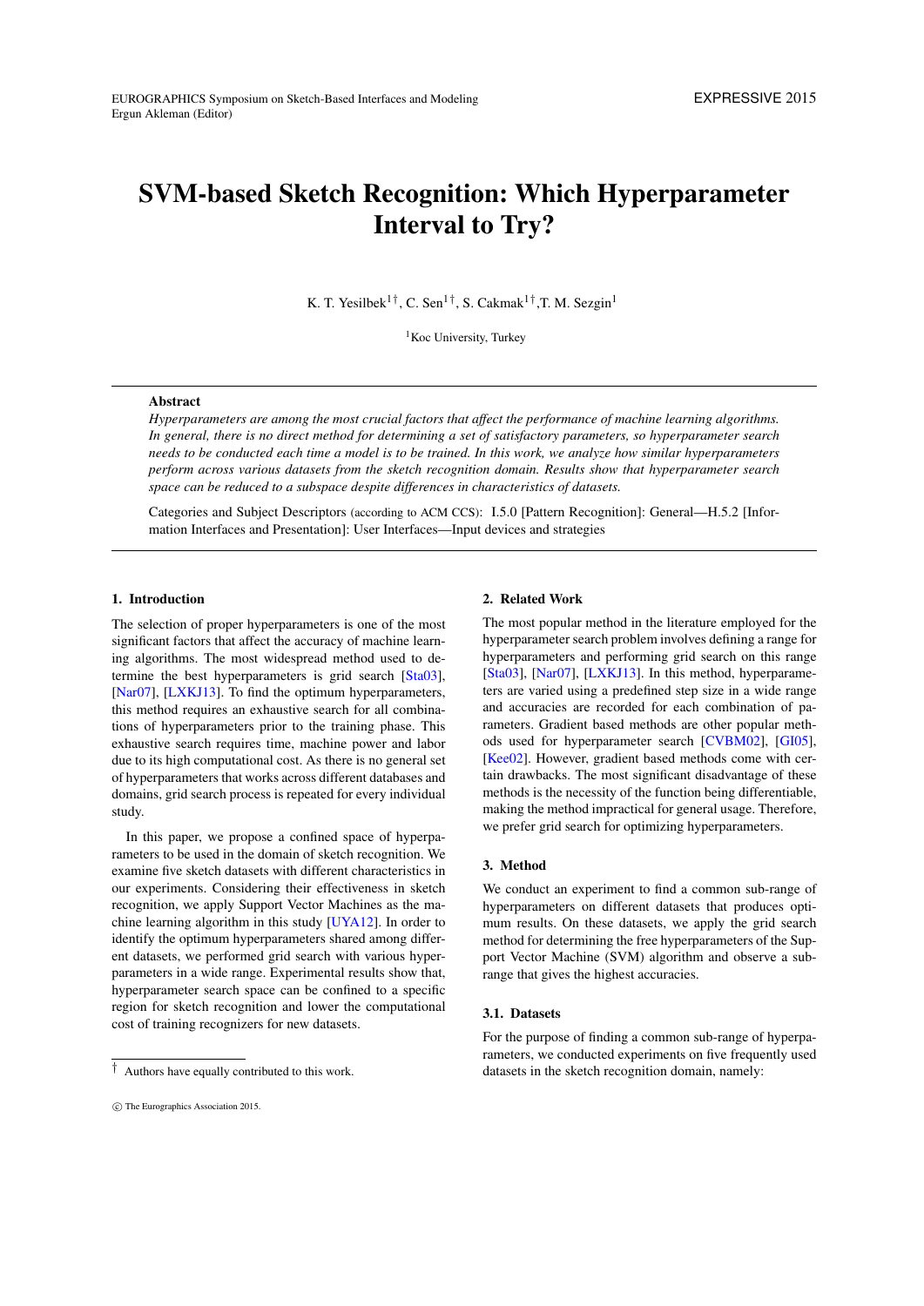# SVM-based Sketch Recognition: Which Hyperparameter Interval to Try?

K. T. Yesilbek[1†], C. Sen[1†], S. Cakmak[1†], T. M. Sezgin[1]

[1]Koc University, Turkey

## Abstract

*Hyperparameters are among the most crucial factors that affect the performance of machine learning algorithms. In general, there is no direct method for determining a set of satisfactory parameters, so hyperparameter search needs to be conducted each time a model is to be trained. In this work, we analyze how similar hyperparameters perform across various datasets from the sketch recognition domain. Results show that hyperparameter search space can be reduced to a subspace despite differences in characteristics of datasets.*

Categories and Subject Descriptors (according to ACM CCS): I.5.0 [Pattern Recognition]: General—H.5.2 [Information Interfaces and Presentation]: User Interfaces—Input devices and strategies

## 1. Introduction

The selection of proper hyperparameters is one of the most significant factors that affect the accuracy of machine learning algorithms. The most widespread method used to determine the best hyperparameters is grid search [Sta03], [Nar07], [LXKJ13]. To find the optimum hyperparameters, this method requires an exhaustive search for all combinations of hyperparameters prior to the training phase. This exhaustive search requires time, machine power and labor due to its high computational cost. As there is no general set of hyperparameters that works across different databases and domains, grid search process is repeated for every individual study.

In this paper, we propose a confined space of hyperparameters to be used in the domain of sketch recognition. We examine five sketch datasets with different characteristics in our experiments. Considering their effectiveness in sketch recognition, we apply Support Vector Machines as the machine learning algorithm in this study [UYA12]. In order to identify the optimum hyperparameters shared among different datasets, we performed grid search with various hyperparameters in a wide range. Experimental results show that, hyperparameter search space can be confined to a specific region for sketch recognition and lower the computational cost of training recognizers for new datasets.

[†] Authors have equally contributed to this work.

## 2. Related Work

The most popular method in the literature employed for the hyperparameter search problem involves defining a range for hyperparameters and performing grid search on this range [Sta03], [Nar07], [LXKJ13]. In this method, hyperparameters are varied using a predefined step size in a wide range and accuracies are recorded for each combination of parameters. Gradient based methods are other popular methods used for hyperparameter search [CVBM02], [GI05], [Kee02]. However, gradient based methods come with certain drawbacks. The most significant disadvantage of these methods is the necessity of the function being differentiable, making the method impractical for general usage. Therefore, we prefer grid search for optimizing hyperparameters.

## 3. Method

We conduct an experiment to find a common sub-range of hyperparameters on different datasets that produces optimum results. On these datasets, we apply the grid search method for determining the free hyperparameters of the Support Vector Machine (SVM) algorithm and observe a sub-range that gives the highest accuracies.

### 3.1. Datasets

For the purpose of finding a common sub-range of hyperparameters, we conducted experiments on five frequently used datasets in the sketch recognition domain, namely: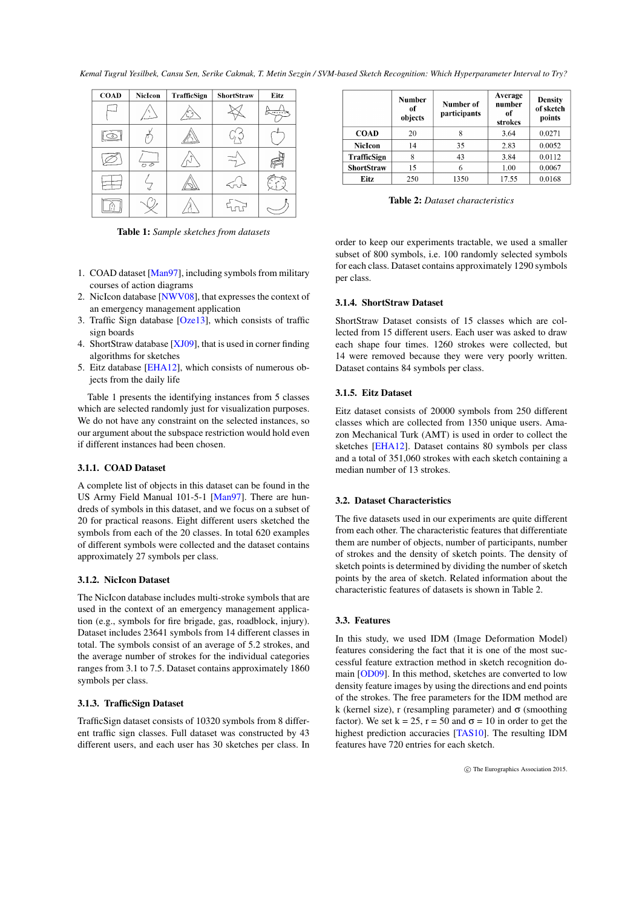| COAD | NicIcon | TrafficSign | ShortStraw | Eitz |
|---|---|---|---|---|
| | | | | |
| | | | | |
| | | | | |
| | | | | |
| | | | | |

**Table 1:** *Sample sketches from datasets*

1. COAD dataset [Man97], including symbols from military courses of action diagrams
2. NicIcon database [NWV08], that expresses the context of an emergency management application
3. Traffic Sign database [Oze13], which consists of traffic sign boards
4. ShortStraw database [XJ09], that is used in corner finding algorithms for sketches
5. Eitz database [EHA12], which consists of numerous objects from the daily life

Table 1 presents the identifying instances from 5 classes which are selected randomly just for visualization purposes. We do not have any constraint on the selected instances, so our argument about the subspace restriction would hold even if different instances had been chosen.

### 3.1.1. COAD Dataset

A complete list of objects in this dataset can be found in the US Army Field Manual 101-5-1 [Man97]. There are hundreds of symbols in this dataset, and we focus on a subset of 20 for practical reasons. Eight different users sketched the symbols from each of the 20 classes. In total 620 examples of different symbols were collected and the dataset contains approximately 27 symbols per class.

### 3.1.2. NicIcon Dataset

The NicIcon database includes multi-stroke symbols that are used in the context of an emergency management application (e.g., symbols for fire brigade, gas, roadblock, injury). Dataset includes 23641 symbols from 14 different classes in total. The symbols consist of an average of 5.2 strokes, and the average number of strokes for the individual categories ranges from 3.1 to 7.5. Dataset contains approximately 1860 symbols per class.

### 3.1.3. TrafficSign Dataset

TrafficSign dataset consists of 10320 symbols from 8 different traffic sign classes. Full dataset was constructed by 43 different users, and each user has 30 sketches per class. In order to keep our experiments tractable, we used a smaller subset of 800 symbols, i.e. 100 randomly selected symbols for each class. Dataset contains approximately 1290 symbols per class.

|  | Number of objects | Number of participants | Average number of strokes | Density of sketch points |
|---|---|---|---|---|
| **COAD** | 20 | 8 | 3.64 | 0.0271 |
| **NicIcon** | 14 | 35 | 2.83 | 0.0052 |
| **TrafficSign** | 8 | 43 | 3.84 | 0.0112 |
| **ShortStraw** | 15 | 6 | 1.00 | 0.0067 |
| **Eitz** | 250 | 1350 | 17.55 | 0.0168 |

**Table 2:** *Dataset characteristics*

### 3.1.4. ShortStraw Dataset

ShortStraw Dataset consists of 15 classes which are collected from 15 different users. Each user was asked to draw each shape four times. 1260 strokes were collected, but 14 were removed because they were very poorly written. Dataset contains 84 symbols per class.

### 3.1.5. Eitz Dataset

Eitz dataset consists of 20000 symbols from 250 different classes which are collected from 1350 unique users. Amazon Mechanical Turk (AMT) is used in order to collect the sketches [EHA12]. Dataset contains 80 symbols per class and a total of 351,060 strokes with each sketch containing a median number of 13 strokes.

## 3.2. Dataset Characteristics

The five datasets used in our experiments are quite different from each other. The characteristic features that differentiate them are number of objects, number of participants, number of strokes and the density of sketch points. The density of sketch points is determined by dividing the number of sketch points by the area of sketch. Related information about the characteristic features of datasets is shown in Table 2.

## 3.3. Features

In this study, we used IDM (Image Deformation Model) features considering the fact that it is one of the most successful feature extraction method in sketch recognition domain [OD09]. In this method, sketches are converted to low density feature images by using the directions and end points of the strokes. The free parameters for the IDM method are k (kernel size), r (resampling parameter) and $\sigma$ (smoothing factor). We set $k = 25$, $r = 50$ and $\sigma = 10$ in order to get the highest prediction accuracies [TAS10]. The resulting IDM features have 720 entries for each sketch.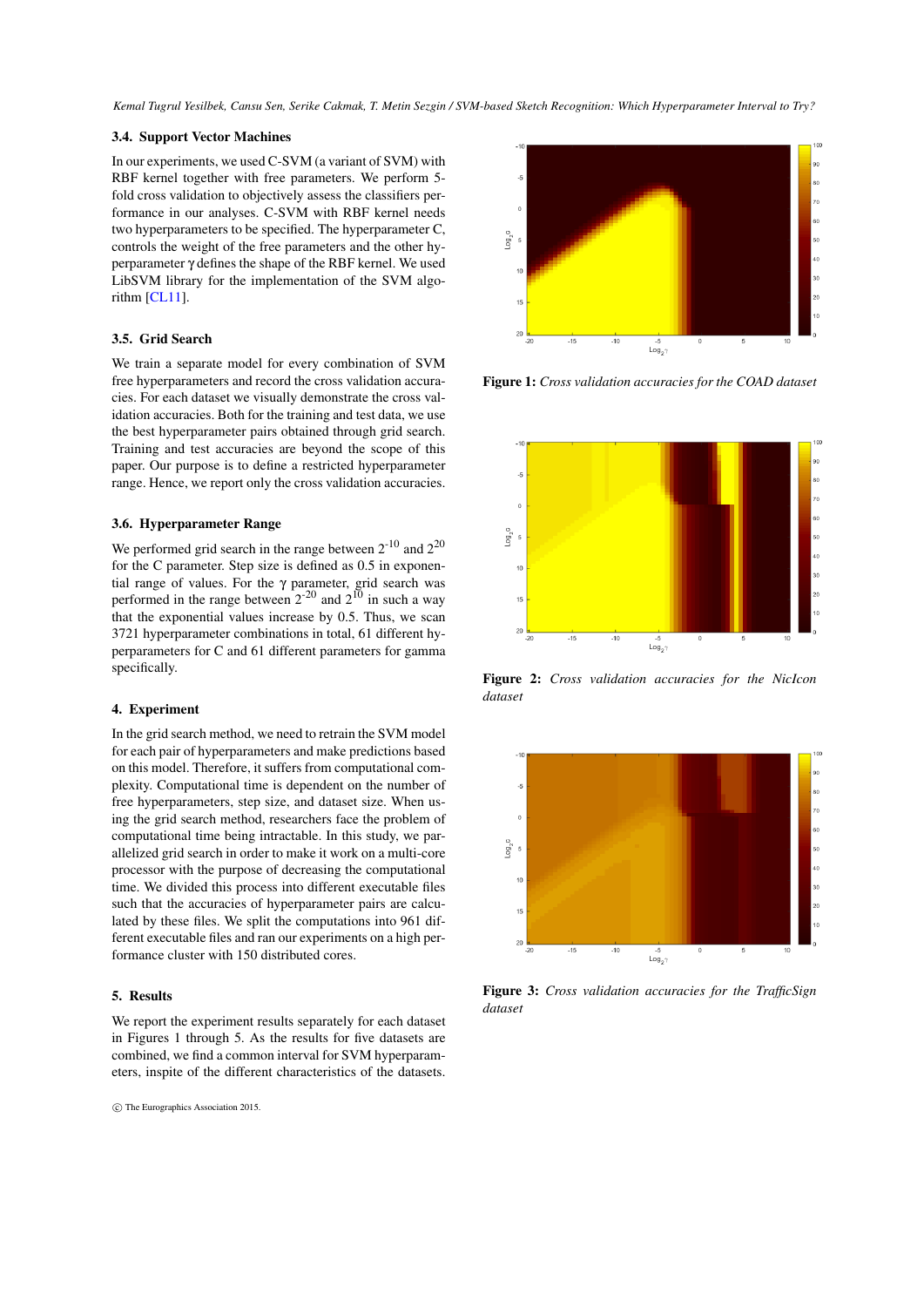### 3.4. Support Vector Machines

In our experiments, we used C-SVM (a variant of SVM) with RBF kernel together with free parameters. We perform 5-fold cross validation to objectively assess the classifiers performance in our analyses. C-SVM with RBF kernel needs two hyperparameters to be specified. The hyperparameter C, controls the weight of the free parameters and the other hyperparameter $\gamma$ defines the shape of the RBF kernel. We used LibSVM library for the implementation of the SVM algorithm [CL11].

### 3.5. Grid Search

We train a separate model for every combination of SVM free hyperparameters and record the cross validation accuracies. For each dataset we visually demonstrate the cross validation accuracies. Both for the training and test data, we use the best hyperparameter pairs obtained through grid search. Training and test accuracies are beyond the scope of this paper. Our purpose is to define a restricted hyperparameter range. Hence, we report only the cross validation accuracies.

### 3.6. Hyperparameter Range

We performed grid search in the range between $2^{-10}$ and $2^{20}$ for the C parameter. Step size is defined as 0.5 in exponential range of values. For the $\gamma$ parameter, grid search was performed in the range between $2^{-20}$ and $2^{10}$ in such a way that the exponential values increase by 0.5. Thus, we scan 3721 hyperparameter combinations in total, 61 different hyperparameters for C and 61 different parameters for gamma specifically.

## 4. Experiment

In the grid search method, we need to retrain the SVM model for each pair of hyperparameters and make predictions based on this model. Therefore, it suffers from computational complexity. Computational time is dependent on the number of free hyperparameters, step size, and dataset size. When using the grid search method, researchers face the problem of computational time being intractable. In this study, we parallelized grid search in order to make it work on a multi-core processor with the purpose of decreasing the computational time. We divided this process into different executable files such that the accuracies of hyperparameter pairs are calculated by these files. We split the computations into 961 different executable files and ran our experiments on a high performance cluster with 150 distributed cores.

## 5. Results

We report the experiment results separately for each dataset in Figures 1 through 5. As the results for five datasets are combined, we find a common interval for SVM hyperparameters, inspite of the different characteristics of the datasets.

**Figure 1:** *Cross validation accuracies for the COAD dataset*

**Figure 2:** *Cross validation accuracies for the NicIcon dataset*

**Figure 3:** *Cross validation accuracies for the TrafficSign dataset*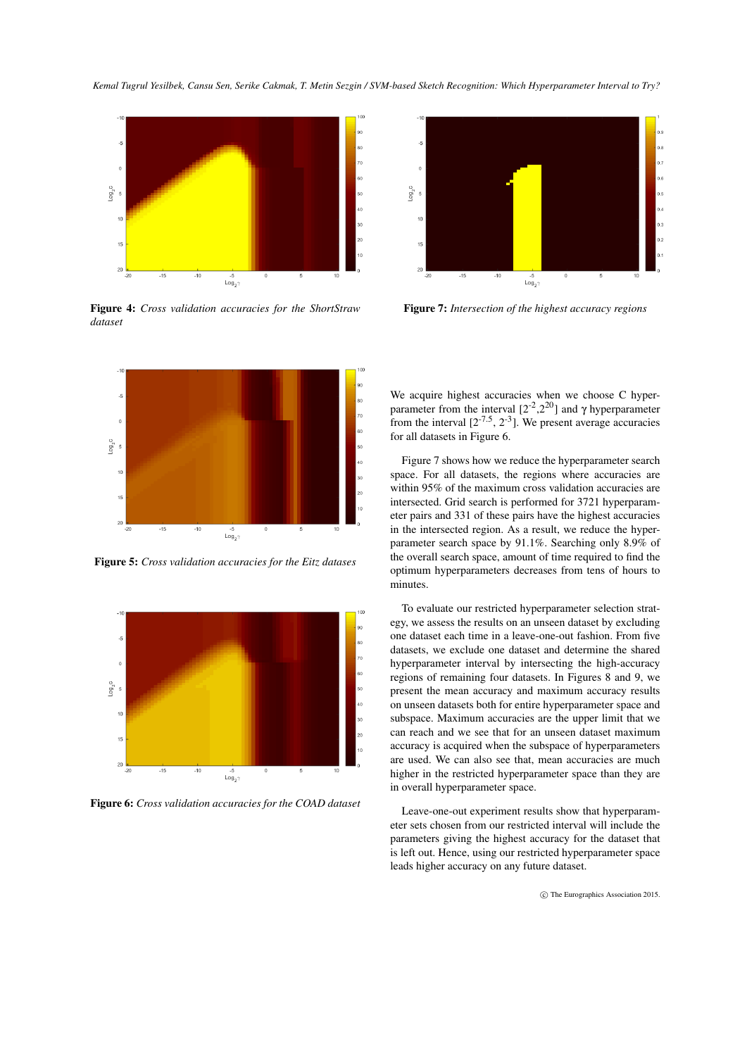Figure 4: *Cross validation accuracies for the ShortStraw dataset*

Figure 5: *Cross validation accuracies for the Eitz datases*

Figure 6: *Cross validation accuracies for the COAD dataset*

Figure 7: *Intersection of the highest accuracy regions*

We acquire highest accuracies when we choose C hyperparameter from the interval $[2^{-2}, 2^{20}]$ and γ hyperparameter from the interval $[2^{-7.5}, 2^{-3}]$. We present average accuracies for all datasets in Figure 6.

Figure 7 shows how we reduce the hyperparameter search space. For all datasets, the regions where accuracies are within 95% of the maximum cross validation accuracies are intersected. Grid search is performed for 3721 hyperparameter pairs and 331 of these pairs have the highest accuracies in the intersected region. As a result, we reduce the hyperparameter search space by 91.1%. Searching only 8.9% of the overall search space, amount of time required to find the optimum hyperparameters decreases from tens of hours to minutes.

To evaluate our restricted hyperparameter selection strategy, we assess the results on an unseen dataset by excluding one dataset each time in a leave-one-out fashion. From five datasets, we exclude one dataset and determine the shared hyperparameter interval by intersecting the high-accuracy regions of remaining four datasets. In Figures 8 and 9, we present the mean accuracy and maximum accuracy results on unseen datasets both for entire hyperparameter space and subspace. Maximum accuracies are the upper limit that we can reach and we see that for an unseen dataset maximum accuracy is acquired when the subspace of hyperparameters are used. We can also see that, mean accuracies are much higher in the restricted hyperparameter space than they are in overall hyperparameter space.

Leave-one-out experiment results show that hyperparameter sets chosen from our restricted interval will include the parameters giving the highest accuracy for the dataset that is left out. Hence, using our restricted hyperparameter space leads higher accuracy on any future dataset.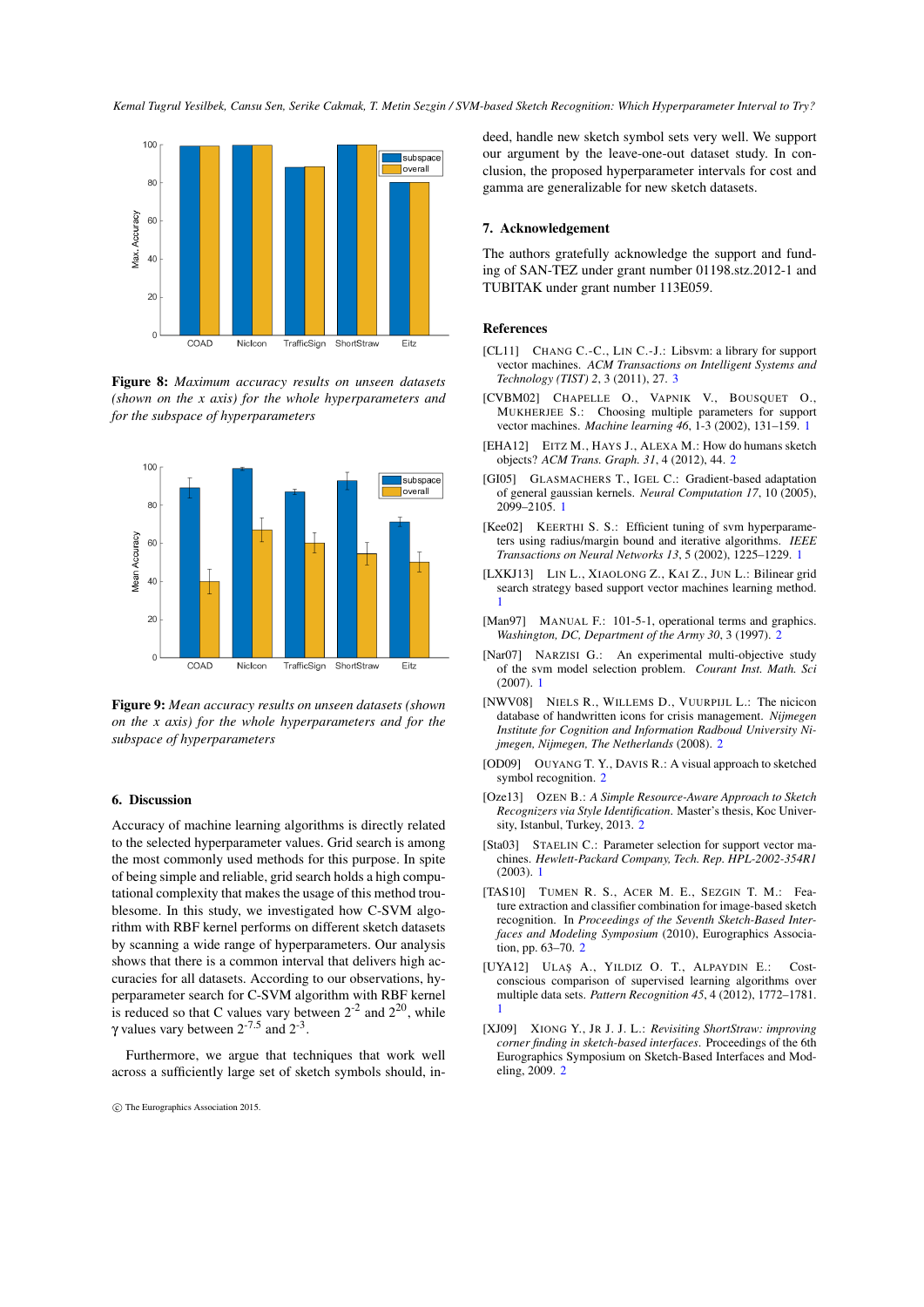100

80

60

40

20

0

Max. Accuracy

COAD NicIcon TrafficSign ShortStraw Eitz

subspace
overall

**Figure 8:** *Maximum accuracy results on unseen datasets (shown on the x axis) for the whole hyperparameters and for the subspace of hyperparameters*

100

80

60

40

20

0

Mean Accuracy

COAD NicIcon TrafficSign ShortStraw Eitz

subspace
overall

**Figure 9:** *Mean accuracy results on unseen datasets (shown on the x axis) for the whole hyperparameters and for the subspace of hyperparameters*

## 6. Discussion

Accuracy of machine learning algorithms is directly related to the selected hyperparameter values. Grid search is among the most commonly used methods for this purpose. In spite of being simple and reliable, grid search holds a high computational complexity that makes the usage of this method troublesome. In this study, we investigated how C-SVM algorithm with RBF kernel performs on different sketch datasets by scanning a wide range of hyperparameters. Our analysis shows that there is a common interval that delivers high accuracies for all datasets. According to our observations, hyperparameter search for C-SVM algorithm with RBF kernel is reduced so that C values vary between $2^{-2}$ and $2^{20}$, while $\gamma$ values vary between $2^{-7.5}$ and $2^{-3}$.

Furthermore, we argue that techniques that work well across a sufficiently large set of sketch symbols should, indeed, handle new sketch symbol sets very well. We support our argument by the leave-one-out dataset study. In conclusion, the proposed hyperparameter intervals for cost and gamma are generalizable for new sketch datasets.

## 7. Acknowledgement

The authors gratefully acknowledge the support and funding of SAN-TEZ under grant number 01198.stz.2012-1 and TUBITAK under grant number 113E059.

## References

[CL11] Chang C.-C., Lin C.-J.: Libsvm: a library for support vector machines. *ACM Transactions on Intelligent Systems and Technology (TIST) 2*, 3 (2011), 27. 3

[CVBM02] Chapelle O., Vapnik V., Bousquet O., Mukherjee S.: Choosing multiple parameters for support vector machines. *Machine learning 46*, 1-3 (2002), 131–159. 1

[EHA12] Eitz M., Hays J., Alexa M.: How do humans sketch objects? *ACM Trans. Graph. 31*, 4 (2012), 44. 2

[GI05] Glasmachers T., Igel C.: Gradient-based adaptation of general gaussian kernels. *Neural Computation 17*, 10 (2005), 2099–2105. 1

[Kee02] Keerthi S. S.: Efficient tuning of svm hyperparameters using radius/margin bound and iterative algorithms. *IEEE Transactions on Neural Networks 13*, 5 (2002), 1225–1229. 1

[LXKJ13] Lin L., Xiaolong Z., Kai Z., Jun L.: Bilinear grid search strategy based support vector machines learning method. 1

[Man97] Manual F.: 101-5-1, operational terms and graphics. *Washington, DC, Department of the Army 30*, 3 (1997). 2

[Nar07] Narzisi G.: An experimental multi-objective study of the svm model selection problem. *Courant Inst. Math. Sci* (2007). 1

[NWV08] Niels R., Willems D., Vuurpijl L.: The nicicon database of handwritten icons for crisis management. *Nijmegen Institute for Cognition and Information Radboud University Nijmegen, Nijmegen, The Netherlands* (2008). 2

[OD09] Ouyang T. Y., Davis R.: A visual approach to sketched symbol recognition. 2

[Oze13] Ozen B.: *A Simple Resource-Aware Approach to Sketch Recognizers via Style Identification*. Master's thesis, Koc University, Istanbul, Turkey, 2013. 2

[Sta03] Staelin C.: Parameter selection for support vector machines. *Hewlett-Packard Company, Tech. Rep. HPL-2002-354R1* (2003). 1

[TAS10] Tumen R. S., Acer M. E., Sezgin T. M.: Feature extraction and classifier combination for image-based sketch recognition. In *Proceedings of the Seventh Sketch-Based Interfaces and Modeling Symposium* (2010), Eurographics Association, pp. 63–70. 2

[UYA12] Ulaş A., Yildiz O. T., Alpaydin E.: Cost-conscious comparison of supervised learning algorithms over multiple data sets. *Pattern Recognition 45*, 4 (2012), 1772–1781. 1

[XJ09] Xiong Y., Jr J. J. L.: *Revisiting ShortStraw: improving corner finding in sketch-based interfaces*. Proceedings of the 6th Eurographics Symposium on Sketch-Based Interfaces and Modeling, 2009. 2